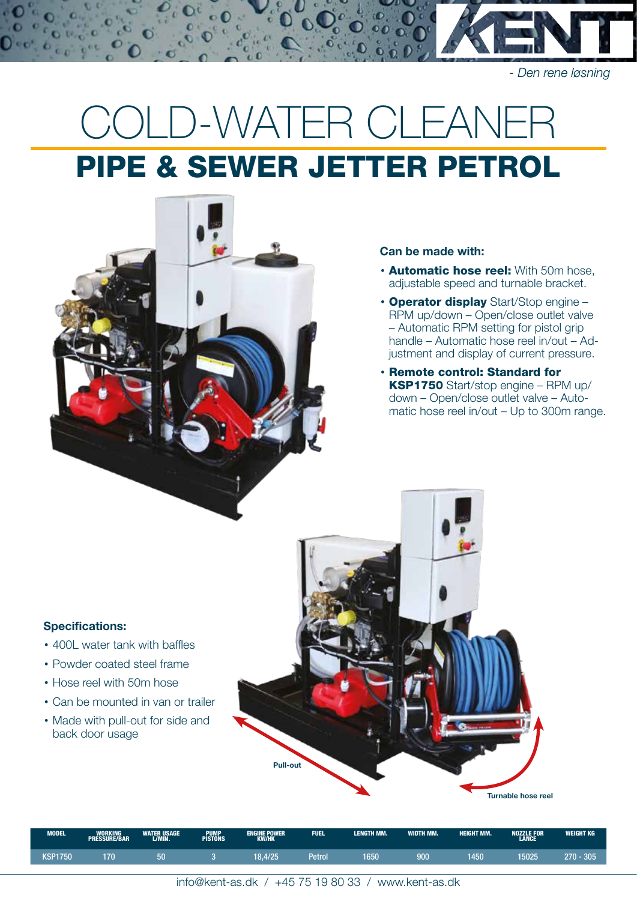KENT

*- Den rene løsning*

# COLD-WATER CLEANER

## PIPE & SEWER JETTER PETROL

**Can be made with:**

- **Automatic hose reel:** With 50m hose, adjustable speed and turnable bracket.
- **Operator display** Start/Stop engine – RPM up/down – Open/close outlet valve – Automatic RPM setting for pistol grip handle – Automatic hose reel in/out – Adjustment and display of current pressure.
- **Remote control: Standard for KSP1750** Start/stop engine – RPM up/down – Open/close outlet valve – Automatic hose reel in/out – Up to 300m range.

**Specifications:**

- 400L water tank with baffles
- Powder coated steel frame
- Hose reel with 50m hose
- Can be mounted in van or trailer
- Made with pull-out for side and back door usage

Pull-out

Turnable hose reel

| MODEL | WORKING PRESSURE/BAR | WATER USAGE L/MIN. | PUMP PISTONS | ENGINE POWER KW/HK | FUEL | LENGTH MM. | WIDTH MM. | HEIGHT MM. | NOZZLE FOR LANCE | WEIGHT KG |
|---|---|---|---|---|---|---|---|---|---|---|
| KSP1750 | 170 | 50 | 3 | 18,4/25 | Petrol | 1650 | 900 | 1450 | 15025 | 270 - 305 |

info@kent-as.dk / +45 75 19 80 33 / www.kent-as.dk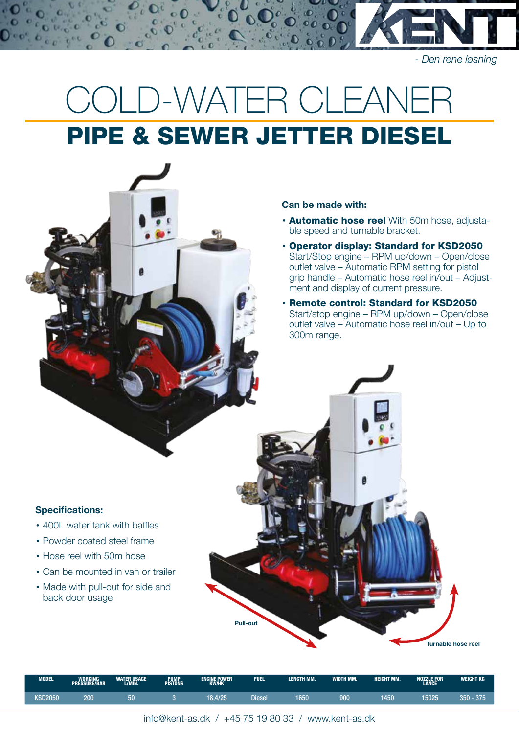*- Den rene løsning*

# COLD-WATER CLEANER

## PIPE & SEWER JETTER DIESEL

**Can be made with:**

- **Automatic hose reel** With 50m hose, adjustable speed and turnable bracket.
- **Operator display: Standard for KSD2050** Start/Stop engine – RPM up/down – Open/close outlet valve – Automatic RPM setting for pistol grip handle – Automatic hose reel in/out – Adjustment and display of current pressure.
- **Remote control: Standard for KSD2050** Start/stop engine – RPM up/down – Open/close outlet valve – Automatic hose reel in/out – Up to 300m range.

**Specifications:**

- 400L water tank with baffles
- Powder coated steel frame
- Hose reel with 50m hose
- Can be mounted in van or trailer
- Made with pull-out for side and back door usage

Pull-out

Turnable hose reel

| MODEL | WORKING PRESSURE/BAR | WATER USAGE L/MIN. | PUMP PISTONS | ENGINE POWER KW/HK | FUEL | LENGTH MM. | WIDTH MM. | HEIGHT MM. | NOZZLE FOR LANCE | WEIGHT KG |
|---|---|---|---|---|---|---|---|---|---|---|
| KSD2050 | 200 | 50 | 3 | 18,4/25 | Diesel | 1650 | 900 | 1450 | 15025 | 350 - 375 |

info@kent-as.dk / +45 75 19 80 33 / www.kent-as.dk